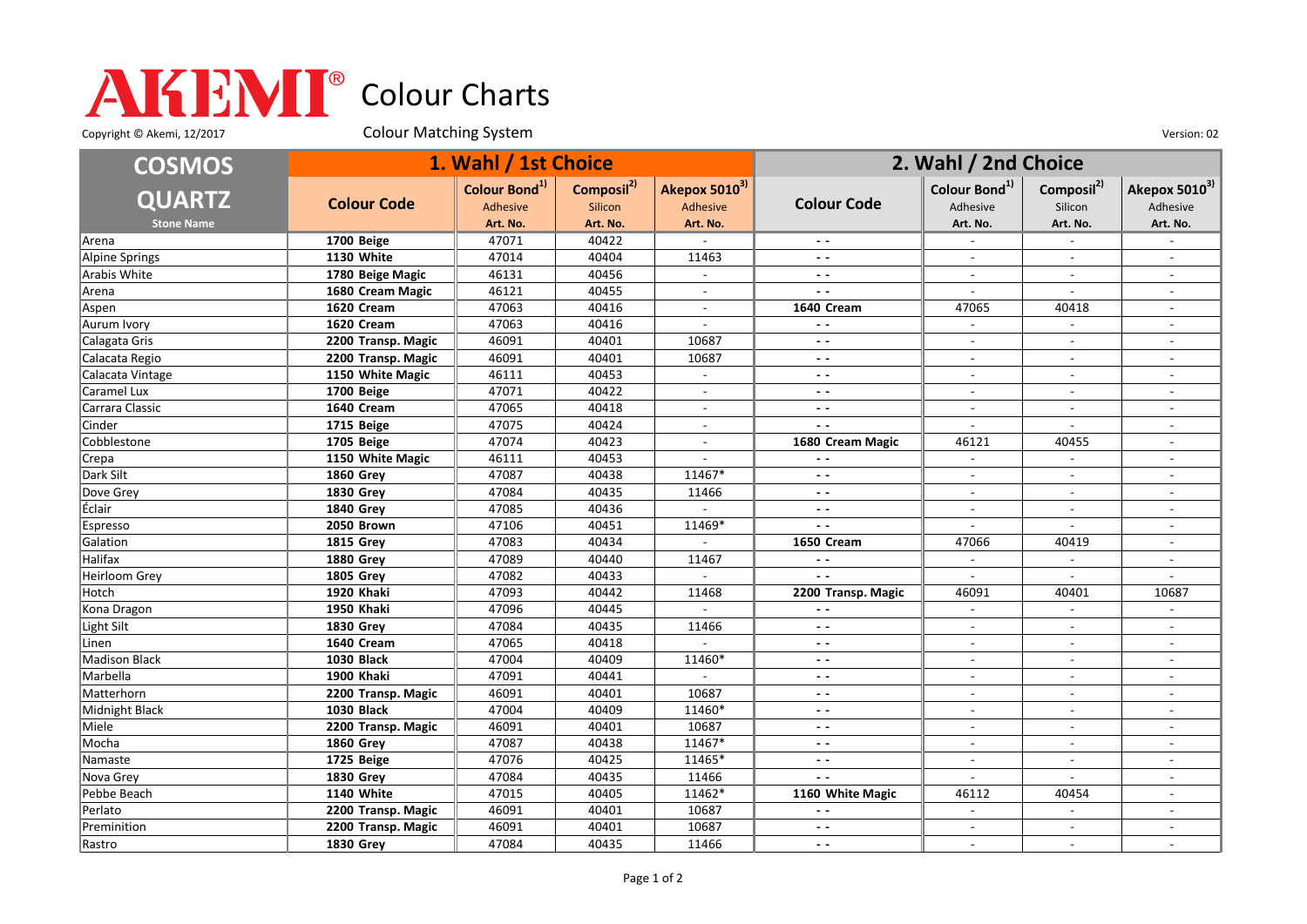# AKEMI® Colour Charts

Copyright © Akemi, 12/2017

Colour Matching System

Version: 02

| COSMOS QUARTZ | 1. Wahl / 1st Choice | | | | 2. Wahl / 2nd Choice | | | |
|---|---|---|---|---|---|---|---|---|
| Stone Name | Colour Code | Colour Bond[1] Adhesive Art. No. | Composil[2] Silicon Art. No. | Akepox 5010[3] Adhesive Art. No. | Colour Code | Colour Bond[1] Adhesive Art. No. | Composil[2] Silicon Art. No. | Akepox 5010[3] Adhesive Art. No. |
| Arena | **1700 Beige** | 47071 | 40422 | - | - - | - | - | - |
| Alpine Springs | **1130 White** | 47014 | 40404 | 11463 | - - | - | - | - |
| Arabis White | **1780 Beige Magic** | 46131 | 40456 | - | - - | - | - | - |
| Arena | **1680 Cream Magic** | 46121 | 40455 | - | - - | - | - | - |
| Aspen | **1620 Cream** | 47063 | 40416 | - | **1640 Cream** | 47065 | 40418 | - |
| Aurum Ivory | **1620 Cream** | 47063 | 40416 | - | - - | - | - | - |
| Calagata Gris | **2200 Transp. Magic** | 46091 | 40401 | 10687 | - - | - | - | - |
| Calacata Regio | **2200 Transp. Magic** | 46091 | 40401 | 10687 | - - | - | - | - |
| Calacata Vintage | **1150 White Magic** | 46111 | 40453 | - | - - | - | - | - |
| Caramel Lux | **1700 Beige** | 47071 | 40422 | - | - - | - | - | - |
| Carrara Classic | **1640 Cream** | 47065 | 40418 | - | - - | - | - | - |
| Cinder | **1715 Beige** | 47075 | 40424 | - | - - | - | - | - |
| Cobblestone | **1705 Beige** | 47074 | 40423 | - | **1680 Cream Magic** | 46121 | 40455 | - |
| Crepa | **1150 White Magic** | 46111 | 40453 | - | - - | - | - | - |
| Dark Silt | **1860 Grey** | 47087 | 40438 | 11467* | - - | - | - | - |
| Dove Grey | **1830 Grey** | 47084 | 40435 | 11466 | - - | - | - | - |
| Éclair | **1840 Grey** | 47085 | 40436 | - | - - | - | - | - |
| Espresso | **2050 Brown** | 47106 | 40451 | 11469* | - - | - | - | - |
| Galation | **1815 Grey** | 47083 | 40434 | - | **1650 Cream** | 47066 | 40419 | - |
| Halifax | **1880 Grey** | 47089 | 40440 | 11467 | - - | - | - | - |
| Heirloom Grey | **1805 Grey** | 47082 | 40433 | - | - - | - | - | - |
| Hotch | **1920 Khaki** | 47093 | 40442 | 11468 | **2200 Transp. Magic** | 46091 | 40401 | 10687 |
| Kona Dragon | **1950 Khaki** | 47096 | 40445 | - | - - | - | - | - |
| Light Silt | **1830 Grey** | 47084 | 40435 | 11466 | - - | - | - | - |
| Linen | **1640 Cream** | 47065 | 40418 | - | - - | - | - | - |
| Madison Black | **1030 Black** | 47004 | 40409 | 11460* | - - | - | - | - |
| Marbella | **1900 Khaki** | 47091 | 40441 | - | - - | - | - | - |
| Matterhorn | **2200 Transp. Magic** | 46091 | 40401 | 10687 | - - | - | - | - |
| Midnight Black | **1030 Black** | 47004 | 40409 | 11460* | - - | - | - | - |
| Miele | **2200 Transp. Magic** | 46091 | 40401 | 10687 | - - | - | - | - |
| Mocha | **1860 Grey** | 47087 | 40438 | 11467* | - - | - | - | - |
| Namaste | **1725 Beige** | 47076 | 40425 | 11465* | - - | - | - | - |
| Nova Grey | **1830 Grey** | 47084 | 40435 | 11466 | - - | - | - | - |
| Pebbe Beach | **1140 White** | 47015 | 40405 | 11462* | **1160 White Magic** | 46112 | 40454 | - |
| Perlato | **2200 Transp. Magic** | 46091 | 40401 | 10687 | - - | - | - | - |
| Preminition | **2200 Transp. Magic** | 46091 | 40401 | 10687 | - - | - | - | - |
| Rastro | **1830 Grey** | 47084 | 40435 | 11466 | - - | - | - | - |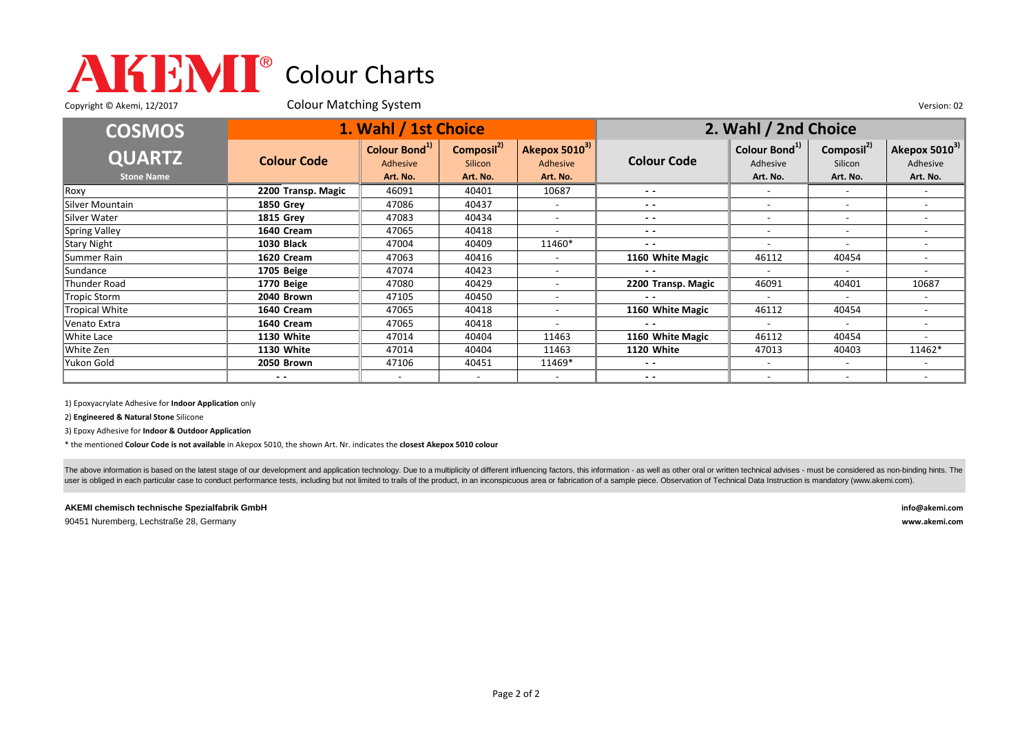# AKEMI® Colour Charts

Copyright © Akemi, 12/2017

Colour Matching System

Version: 02

| COSMOS QUARTZ | 1. Wahl / 1st Choice | | | | 2. Wahl / 2nd Choice | | | |
|---|---|---|---|---|---|---|---|---|
| Stone Name | Colour Code | Colour Bond[1) ] Adhesive Art. No. | Composil[2)] Silicon Art. No. | Akepox 5010[3)] Adhesive Art. No. | Colour Code | Colour Bond[1)] Adhesive Art. No. | Composil[2)] Silicon Art. No. | Akepox 5010[3)] Adhesive Art. No. |
| Roxy | **2200 Transp. Magic** | 46091 | 40401 | 10687 | - - | - | - | - |
| Silver Mountain | **1850 Grey** | 47086 | 40437 | - | - - | - | - | - |
| Silver Water | **1815 Grey** | 47083 | 40434 | - | - - | - | - | - |
| Spring Valley | **1640 Cream** | 47065 | 40418 | - | - - | - | - | - |
| Stary Night | **1030 Black** | 47004 | 40409 | 11460* | - - | - | - | - |
| Summer Rain | **1620 Cream** | 47063 | 40416 | - | **1160 White Magic** | 46112 | 40454 | - |
| Sundance | **1705 Beige** | 47074 | 40423 | - | - - | - | - | - |
| Thunder Road | **1770 Beige** | 47080 | 40429 | - | **2200 Transp. Magic** | 46091 | 40401 | 10687 |
| Tropic Storm | **2040 Brown** | 47105 | 40450 | - | - - | - | - | - |
| Tropical White | **1640 Cream** | 47065 | 40418 | - | **1160 White Magic** | 46112 | 40454 | - |
| Venato Extra | **1640 Cream** | 47065 | 40418 | - | - - | - | - | - |
| White Lace | **1130 White** | 47014 | 40404 | 11463 | **1160 White Magic** | 46112 | 40454 | - |
| White Zen | **1130 White** | 47014 | 40404 | 11463 | **1120 White** | 47013 | 40403 | 11462* |
| Yukon Gold | **2050 Brown** | 47106 | 40451 | 11469* | - - | - | - | - |
| | - - | - | - | - | - - | - | - | - |

1) Epoxyacrylate Adhesive for **Indoor Application** only

2) **Engineered & Natural Stone** Silicone

3) Epoxy Adhesive for **Indoor & Outdoor Application**

* the mentioned **Colour Code is not available** in Akepox 5010, the shown Art. Nr. indicates the **closest Akepox 5010 colour**

The above information is based on the latest stage of our development and application technology. Due to a multiplicity of different influencing factors, this information - as well as other oral or written technical advises - must be considered as non-binding hints. The user is obliged in each particular case to conduct performance tests, including but not limited to trails of the product, in an inconspicuous area or fabrication of a sample piece. Observation of Technical Data Instruction is mandatory (www.akemi.com).

**AKEMI chemisch technische Spezialfabrik GmbH**

90451 Nuremberg, Lechstraße 28, Germany

**info@akemi.com**

**www.akemi.com**